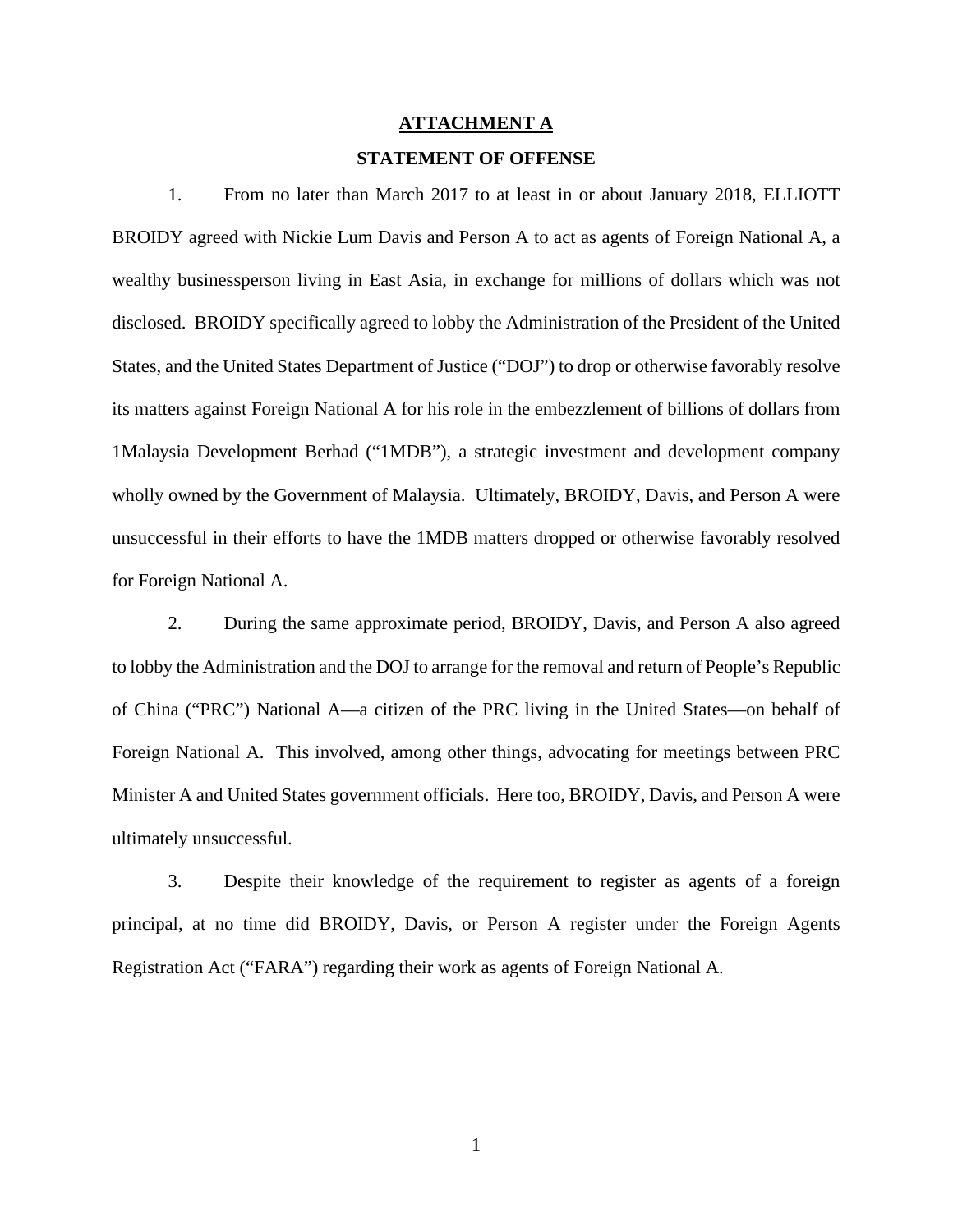# ATTACHMENT A

## STATEMENT OF OFFENSE

1. From no later than March 2017 to at least in or about January 2018, ELLIOTT BROIDY agreed with Nickie Lum Davis and Person A to act as agents of Foreign National A, a wealthy businessperson living in East Asia, in exchange for millions of dollars which was not disclosed. BROIDY specifically agreed to lobby the Administration of the President of the United States, and the United States Department of Justice ("DOJ") to drop or otherwise favorably resolve its matters against Foreign National A for his role in the embezzlement of billions of dollars from 1Malaysia Development Berhad ("1MDB"), a strategic investment and development company wholly owned by the Government of Malaysia. Ultimately, BROIDY, Davis, and Person A were unsuccessful in their efforts to have the 1MDB matters dropped or otherwise favorably resolved for Foreign National A.

2. During the same approximate period, BROIDY, Davis, and Person A also agreed to lobby the Administration and the DOJ to arrange for the removal and return of People's Republic of China ("PRC") National A—a citizen of the PRC living in the United States—on behalf of Foreign National A. This involved, among other things, advocating for meetings between PRC Minister A and United States government officials. Here too, BROIDY, Davis, and Person A were ultimately unsuccessful.

3. Despite their knowledge of the requirement to register as agents of a foreign principal, at no time did BROIDY, Davis, or Person A register under the Foreign Agents Registration Act ("FARA") regarding their work as agents of Foreign National A.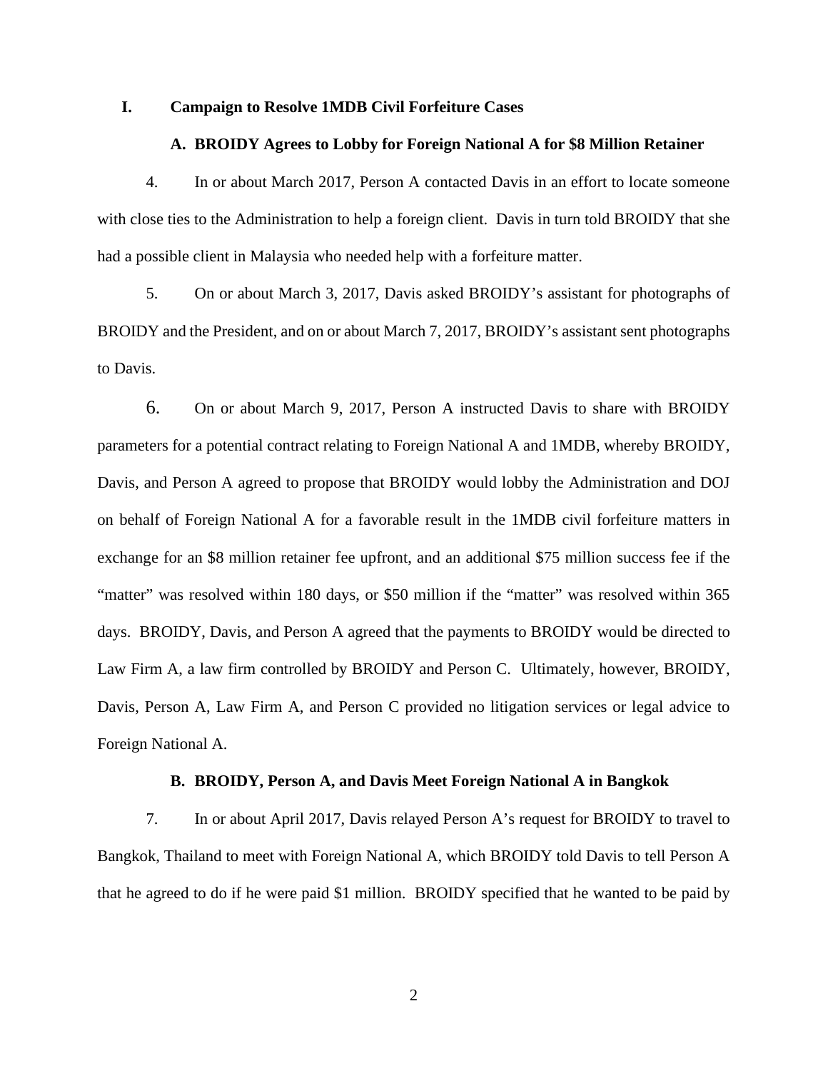## I. Campaign to Resolve 1MDB Civil Forfeiture Cases

### A. BROIDY Agrees to Lobby for Foreign National A for $8 Million Retainer

4. In or about March 2017, Person A contacted Davis in an effort to locate someone with close ties to the Administration to help a foreign client. Davis in turn told BROIDY that she had a possible client in Malaysia who needed help with a forfeiture matter.

5. On or about March 3, 2017, Davis asked BROIDY's assistant for photographs of BROIDY and the President, and on or about March 7, 2017, BROIDY's assistant sent photographs to Davis.

6. On or about March 9, 2017, Person A instructed Davis to share with BROIDY parameters for a potential contract relating to Foreign National A and 1MDB, whereby BROIDY, Davis, and Person A agreed to propose that BROIDY would lobby the Administration and DOJ on behalf of Foreign National A for a favorable result in the 1MDB civil forfeiture matters in exchange for an $8 million retainer fee upfront, and an additional $75 million success fee if the "matter" was resolved within 180 days, or $50 million if the "matter" was resolved within 365 days. BROIDY, Davis, and Person A agreed that the payments to BROIDY would be directed to Law Firm A, a law firm controlled by BROIDY and Person C. Ultimately, however, BROIDY, Davis, Person A, Law Firm A, and Person C provided no litigation services or legal advice to Foreign National A.

### B. BROIDY, Person A, and Davis Meet Foreign National A in Bangkok

7. In or about April 2017, Davis relayed Person A's request for BROIDY to travel to Bangkok, Thailand to meet with Foreign National A, which BROIDY told Davis to tell Person A that he agreed to do if he were paid $1 million. BROIDY specified that he wanted to be paid by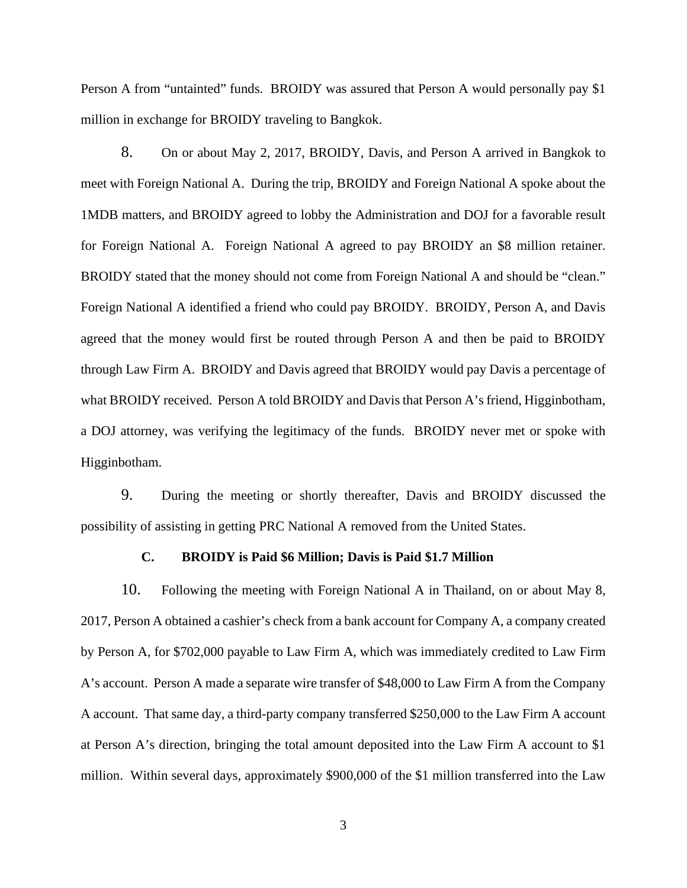Person A from "untainted" funds. BROIDY was assured that Person A would personally pay $1 million in exchange for BROIDY traveling to Bangkok.

8. On or about May 2, 2017, BROIDY, Davis, and Person A arrived in Bangkok to meet with Foreign National A. During the trip, BROIDY and Foreign National A spoke about the 1MDB matters, and BROIDY agreed to lobby the Administration and DOJ for a favorable result for Foreign National A. Foreign National A agreed to pay BROIDY an $8 million retainer. BROIDY stated that the money should not come from Foreign National A and should be "clean." Foreign National A identified a friend who could pay BROIDY. BROIDY, Person A, and Davis agreed that the money would first be routed through Person A and then be paid to BROIDY through Law Firm A. BROIDY and Davis agreed that BROIDY would pay Davis a percentage of what BROIDY received. Person A told BROIDY and Davis that Person A's friend, Higginbotham, a DOJ attorney, was verifying the legitimacy of the funds. BROIDY never met or spoke with Higginbotham.

9. During the meeting or shortly thereafter, Davis and BROIDY discussed the possibility of assisting in getting PRC National A removed from the United States.

### C. BROIDY is Paid $6 Million; Davis is Paid $1.7 Million

10. Following the meeting with Foreign National A in Thailand, on or about May 8, 2017, Person A obtained a cashier's check from a bank account for Company A, a company created by Person A, for $702,000 payable to Law Firm A, which was immediately credited to Law Firm A's account. Person A made a separate wire transfer of $48,000 to Law Firm A from the Company A account. That same day, a third-party company transferred $250,000 to the Law Firm A account at Person A's direction, bringing the total amount deposited into the Law Firm A account to $1 million. Within several days, approximately $900,000 of the $1 million transferred into the Law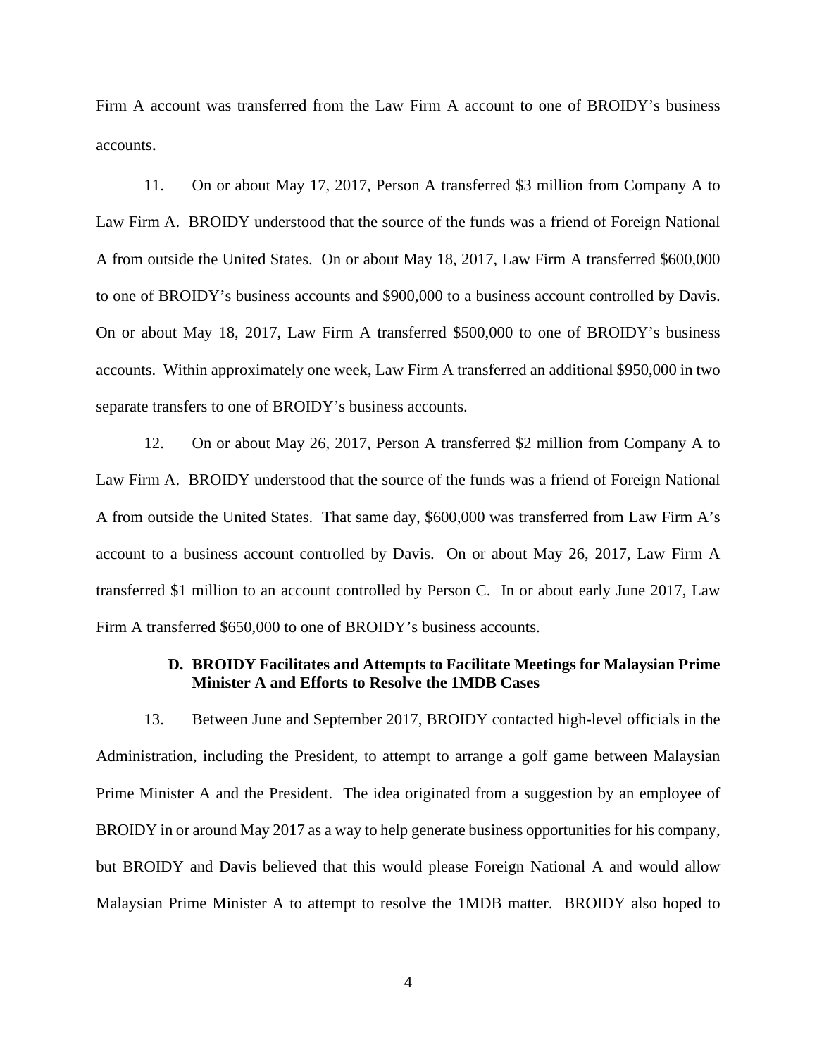Firm A account was transferred from the Law Firm A account to one of BROIDY's business accounts.

11. On or about May 17, 2017, Person A transferred $3 million from Company A to Law Firm A. BROIDY understood that the source of the funds was a friend of Foreign National A from outside the United States. On or about May 18, 2017, Law Firm A transferred $600,000 to one of BROIDY's business accounts and $900,000 to a business account controlled by Davis. On or about May 18, 2017, Law Firm A transferred $500,000 to one of BROIDY's business accounts. Within approximately one week, Law Firm A transferred an additional $950,000 in two separate transfers to one of BROIDY's business accounts.

12. On or about May 26, 2017, Person A transferred $2 million from Company A to Law Firm A. BROIDY understood that the source of the funds was a friend of Foreign National A from outside the United States. That same day, $600,000 was transferred from Law Firm A's account to a business account controlled by Davis. On or about May 26, 2017, Law Firm A transferred $1 million to an account controlled by Person C. In or about early June 2017, Law Firm A transferred $650,000 to one of BROIDY's business accounts.

### D. BROIDY Facilitates and Attempts to Facilitate Meetings for Malaysian Prime Minister A and Efforts to Resolve the 1MDB Cases

13. Between June and September 2017, BROIDY contacted high-level officials in the Administration, including the President, to attempt to arrange a golf game between Malaysian Prime Minister A and the President. The idea originated from a suggestion by an employee of BROIDY in or around May 2017 as a way to help generate business opportunities for his company, but BROIDY and Davis believed that this would please Foreign National A and would allow Malaysian Prime Minister A to attempt to resolve the 1MDB matter. BROIDY also hoped to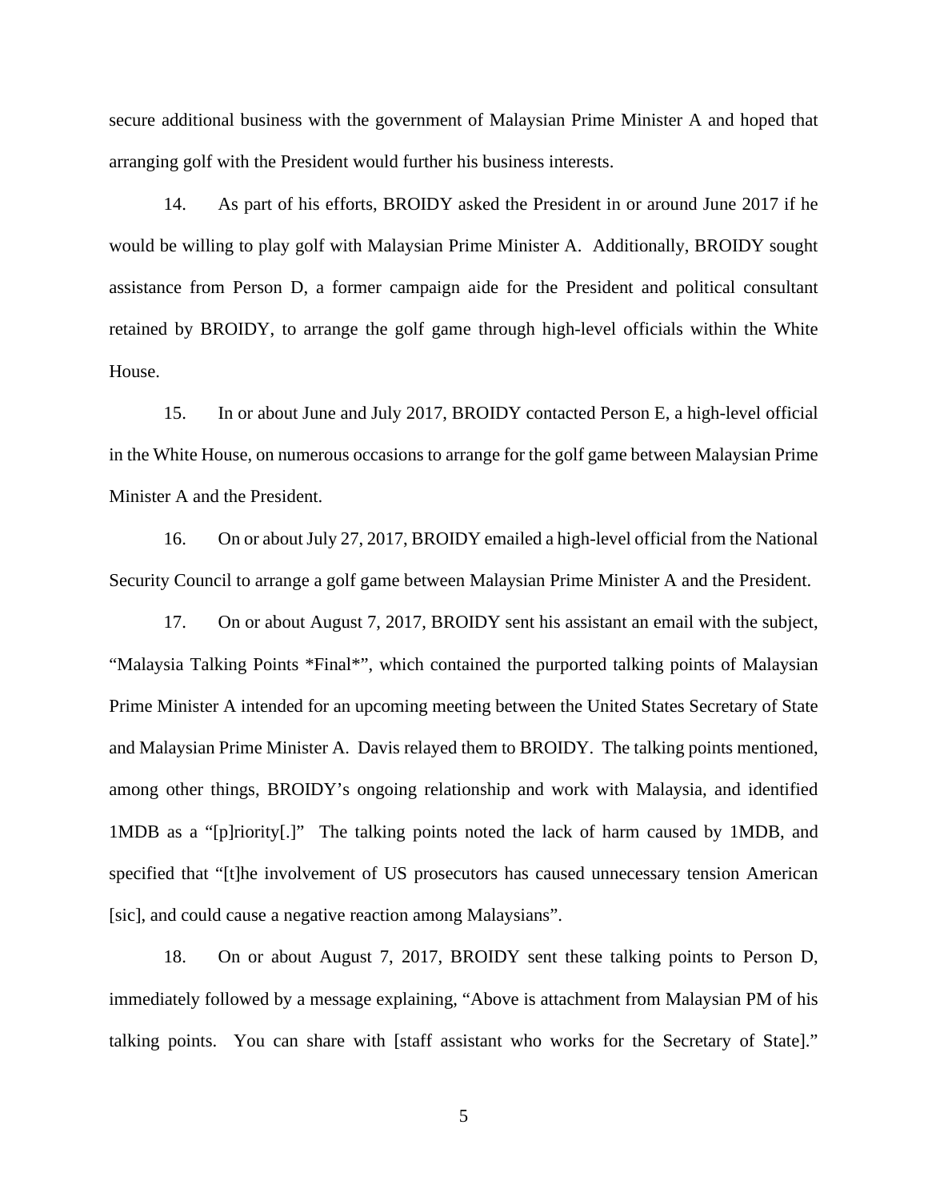secure additional business with the government of Malaysian Prime Minister A and hoped that arranging golf with the President would further his business interests.

14. As part of his efforts, BROIDY asked the President in or around June 2017 if he would be willing to play golf with Malaysian Prime Minister A. Additionally, BROIDY sought assistance from Person D, a former campaign aide for the President and political consultant retained by BROIDY, to arrange the golf game through high-level officials within the White House.

15. In or about June and July 2017, BROIDY contacted Person E, a high-level official in the White House, on numerous occasions to arrange for the golf game between Malaysian Prime Minister A and the President.

16. On or about July 27, 2017, BROIDY emailed a high-level official from the National Security Council to arrange a golf game between Malaysian Prime Minister A and the President.

17. On or about August 7, 2017, BROIDY sent his assistant an email with the subject, "Malaysia Talking Points *Final*", which contained the purported talking points of Malaysian Prime Minister A intended for an upcoming meeting between the United States Secretary of State and Malaysian Prime Minister A. Davis relayed them to BROIDY. The talking points mentioned, among other things, BROIDY's ongoing relationship and work with Malaysia, and identified 1MDB as a "[p]riority[.]" The talking points noted the lack of harm caused by 1MDB, and specified that "[t]he involvement of US prosecutors has caused unnecessary tension American [sic], and could cause a negative reaction among Malaysians".

18. On or about August 7, 2017, BROIDY sent these talking points to Person D, immediately followed by a message explaining, "Above is attachment from Malaysian PM of his talking points. You can share with [staff assistant who works for the Secretary of State]."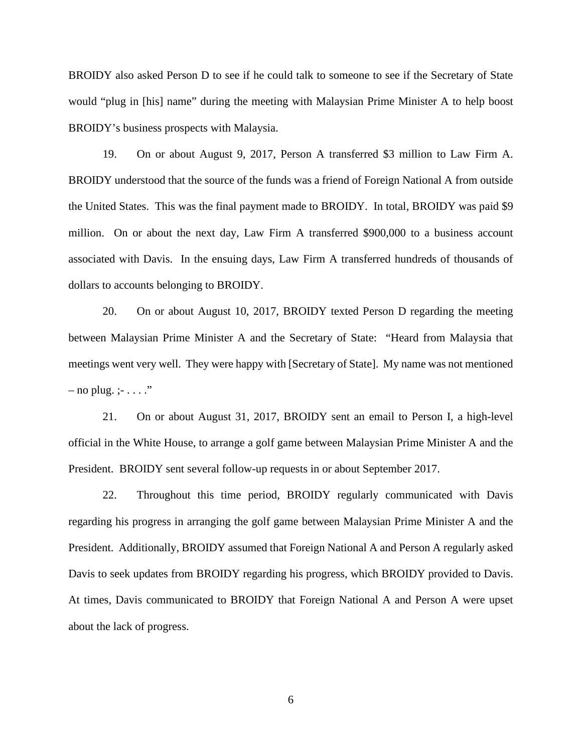BROIDY also asked Person D to see if he could talk to someone to see if the Secretary of State would "plug in [his] name" during the meeting with Malaysian Prime Minister A to help boost BROIDY's business prospects with Malaysia.

19. On or about August 9, 2017, Person A transferred $3 million to Law Firm A. BROIDY understood that the source of the funds was a friend of Foreign National A from outside the United States. This was the final payment made to BROIDY. In total, BROIDY was paid $9 million. On or about the next day, Law Firm A transferred $900,000 to a business account associated with Davis. In the ensuing days, Law Firm A transferred hundreds of thousands of dollars to accounts belonging to BROIDY.

20. On or about August 10, 2017, BROIDY texted Person D regarding the meeting between Malaysian Prime Minister A and the Secretary of State: "Heard from Malaysia that meetings went very well. They were happy with [Secretary of State]. My name was not mentioned – no plug. ;- . . . ."

21. On or about August 31, 2017, BROIDY sent an email to Person I, a high-level official in the White House, to arrange a golf game between Malaysian Prime Minister A and the President. BROIDY sent several follow-up requests in or about September 2017.

22. Throughout this time period, BROIDY regularly communicated with Davis regarding his progress in arranging the golf game between Malaysian Prime Minister A and the President. Additionally, BROIDY assumed that Foreign National A and Person A regularly asked Davis to seek updates from BROIDY regarding his progress, which BROIDY provided to Davis. At times, Davis communicated to BROIDY that Foreign National A and Person A were upset about the lack of progress.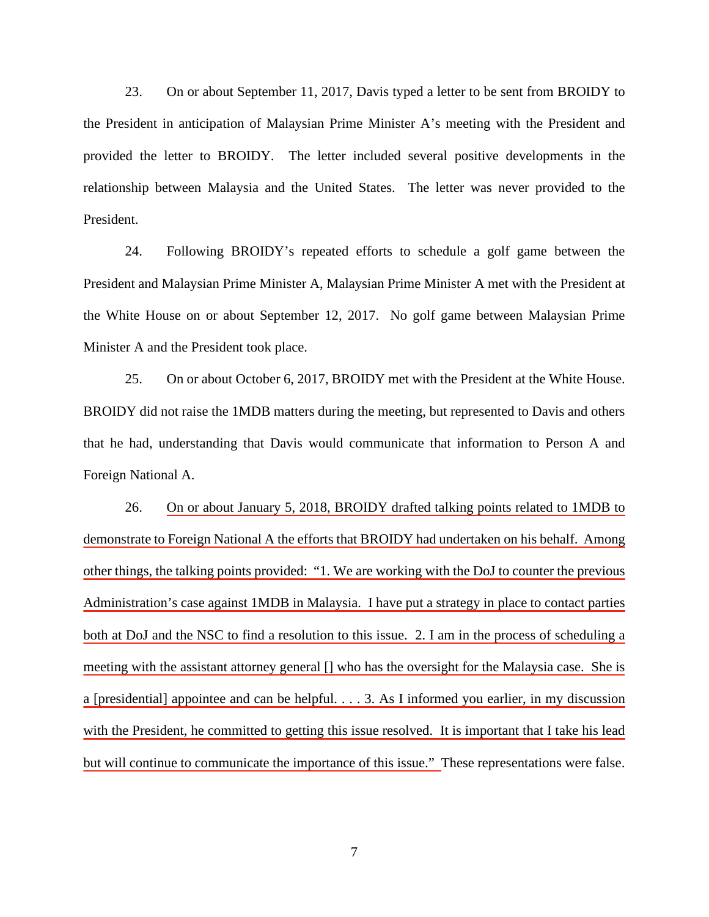23. On or about September 11, 2017, Davis typed a letter to be sent from BROIDY to the President in anticipation of Malaysian Prime Minister A's meeting with the President and provided the letter to BROIDY. The letter included several positive developments in the relationship between Malaysia and the United States. The letter was never provided to the President.

24. Following BROIDY's repeated efforts to schedule a golf game between the President and Malaysian Prime Minister A, Malaysian Prime Minister A met with the President at the White House on or about September 12, 2017. No golf game between Malaysian Prime Minister A and the President took place.

25. On or about October 6, 2017, BROIDY met with the President at the White House. BROIDY did not raise the 1MDB matters during the meeting, but represented to Davis and others that he had, understanding that Davis would communicate that information to Person A and Foreign National A.

26. On or about January 5, 2018, BROIDY drafted talking points related to 1MDB to demonstrate to Foreign National A the efforts that BROIDY had undertaken on his behalf. Among other things, the talking points provided: "1. We are working with the DoJ to counter the previous Administration's case against 1MDB in Malaysia. I have put a strategy in place to contact parties both at DoJ and the NSC to find a resolution to this issue. 2. I am in the process of scheduling a meeting with the assistant attorney general [] who has the oversight for the Malaysia case. She is a [presidential] appointee and can be helpful. . . . 3. As I informed you earlier, in my discussion with the President, he committed to getting this issue resolved. It is important that I take his lead but will continue to communicate the importance of this issue." These representations were false.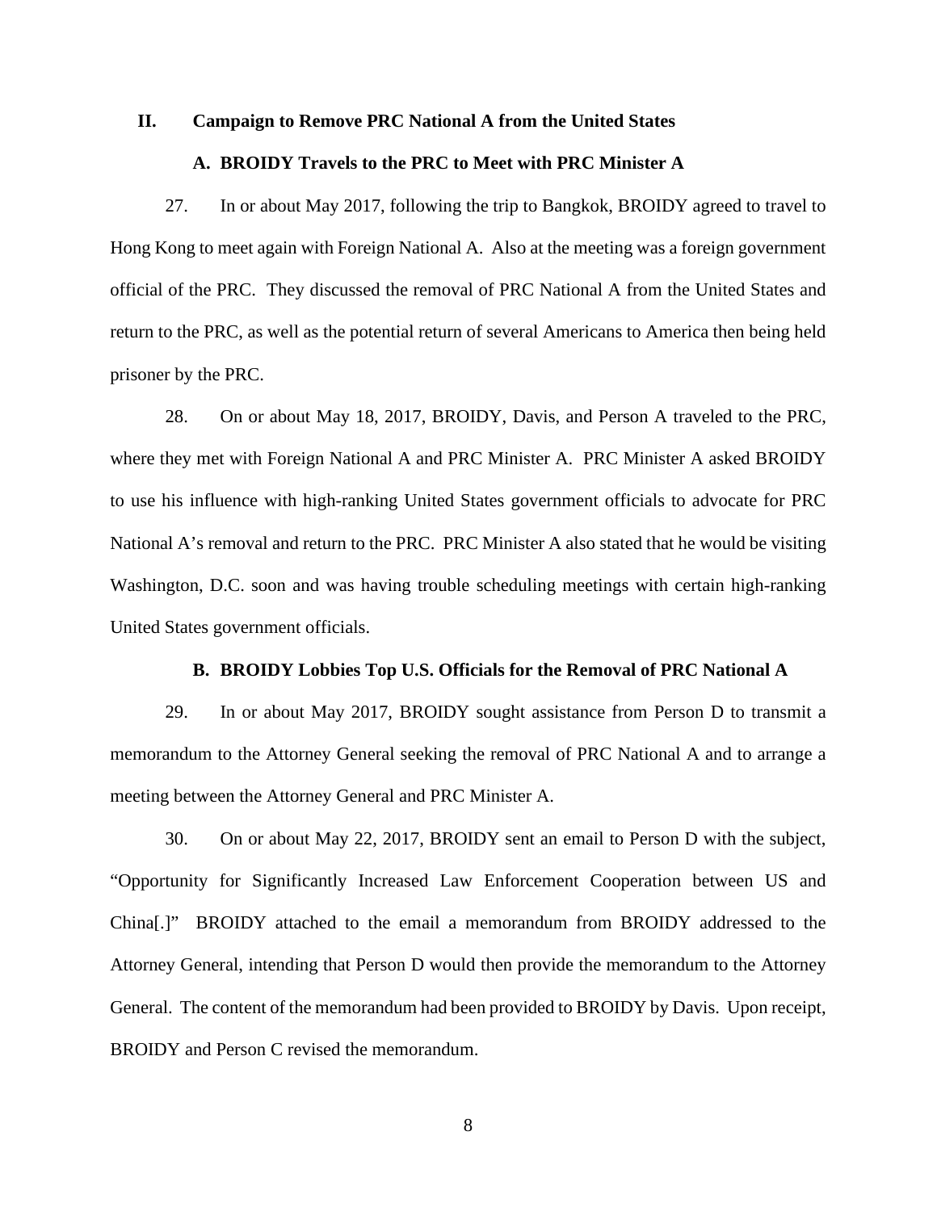## II. Campaign to Remove PRC National A from the United States

### A. BROIDY Travels to the PRC to Meet with PRC Minister A

27. In or about May 2017, following the trip to Bangkok, BROIDY agreed to travel to Hong Kong to meet again with Foreign National A. Also at the meeting was a foreign government official of the PRC. They discussed the removal of PRC National A from the United States and return to the PRC, as well as the potential return of several Americans to America then being held prisoner by the PRC.

28. On or about May 18, 2017, BROIDY, Davis, and Person A traveled to the PRC, where they met with Foreign National A and PRC Minister A. PRC Minister A asked BROIDY to use his influence with high-ranking United States government officials to advocate for PRC National A's removal and return to the PRC. PRC Minister A also stated that he would be visiting Washington, D.C. soon and was having trouble scheduling meetings with certain high-ranking United States government officials.

### B. BROIDY Lobbies Top U.S. Officials for the Removal of PRC National A

29. In or about May 2017, BROIDY sought assistance from Person D to transmit a memorandum to the Attorney General seeking the removal of PRC National A and to arrange a meeting between the Attorney General and PRC Minister A.

30. On or about May 22, 2017, BROIDY sent an email to Person D with the subject, "Opportunity for Significantly Increased Law Enforcement Cooperation between US and China[.]" BROIDY attached to the email a memorandum from BROIDY addressed to the Attorney General, intending that Person D would then provide the memorandum to the Attorney General. The content of the memorandum had been provided to BROIDY by Davis. Upon receipt, BROIDY and Person C revised the memorandum.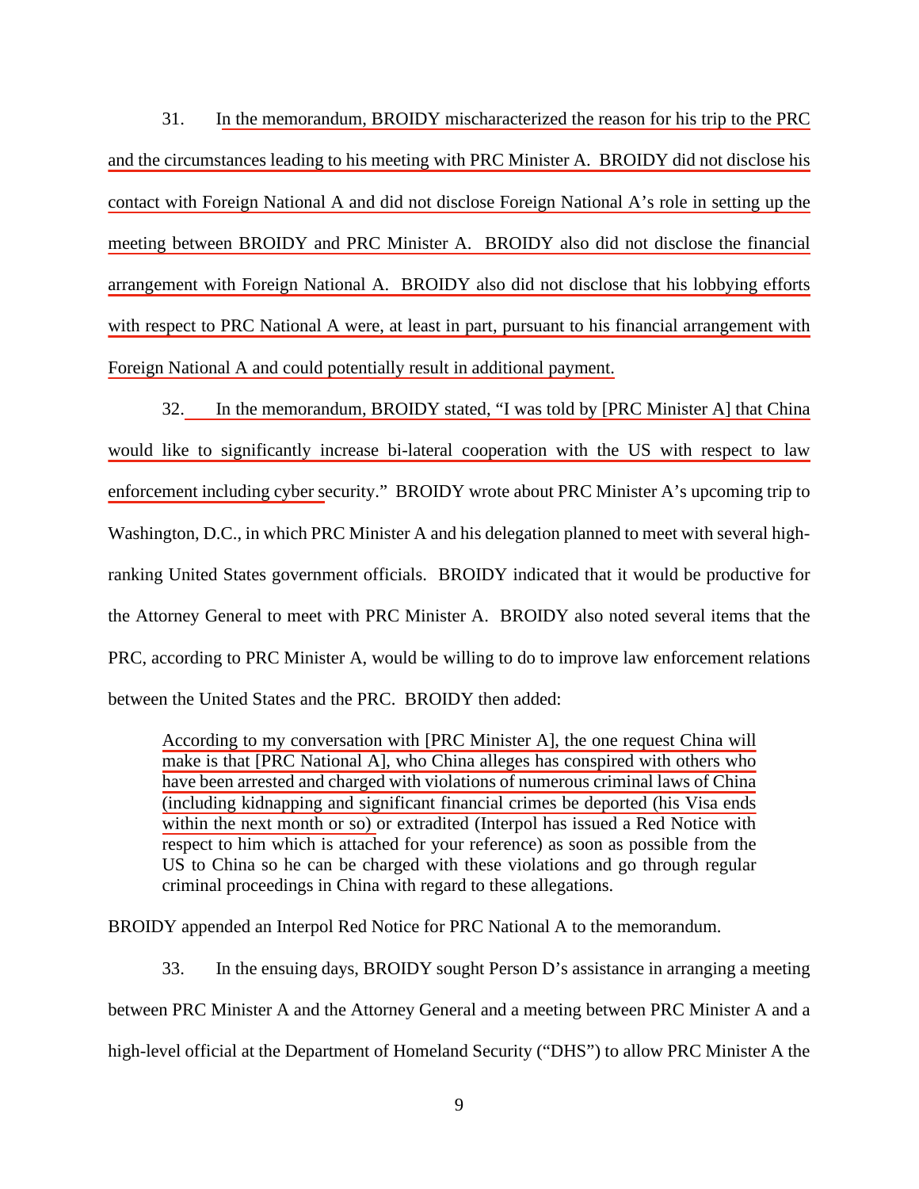31. In the memorandum, BROIDY mischaracterized the reason for his trip to the PRC and the circumstances leading to his meeting with PRC Minister A. BROIDY did not disclose his contact with Foreign National A and did not disclose Foreign National A's role in setting up the meeting between BROIDY and PRC Minister A. BROIDY also did not disclose the financial arrangement with Foreign National A. BROIDY also did not disclose that his lobbying efforts with respect to PRC National A were, at least in part, pursuant to his financial arrangement with Foreign National A and could potentially result in additional payment.

32. In the memorandum, BROIDY stated, "I was told by [PRC Minister A] that China would like to significantly increase bi-lateral cooperation with the US with respect to law enforcement including cyber security." BROIDY wrote about PRC Minister A's upcoming trip to Washington, D.C., in which PRC Minister A and his delegation planned to meet with several high-ranking United States government officials. BROIDY indicated that it would be productive for the Attorney General to meet with PRC Minister A. BROIDY also noted several items that the PRC, according to PRC Minister A, would be willing to do to improve law enforcement relations between the United States and the PRC. BROIDY then added:

> According to my conversation with [PRC Minister A], the one request China will make is that [PRC National A], who China alleges has conspired with others who have been arrested and charged with violations of numerous criminal laws of China (including kidnapping and significant financial crimes be deported (his Visa ends within the next month or so) or extradited (Interpol has issued a Red Notice with respect to him which is attached for your reference) as soon as possible from the US to China so he can be charged with these violations and go through regular criminal proceedings in China with regard to these allegations.

BROIDY appended an Interpol Red Notice for PRC National A to the memorandum.

33. In the ensuing days, BROIDY sought Person D's assistance in arranging a meeting between PRC Minister A and the Attorney General and a meeting between PRC Minister A and a high-level official at the Department of Homeland Security ("DHS") to allow PRC Minister A the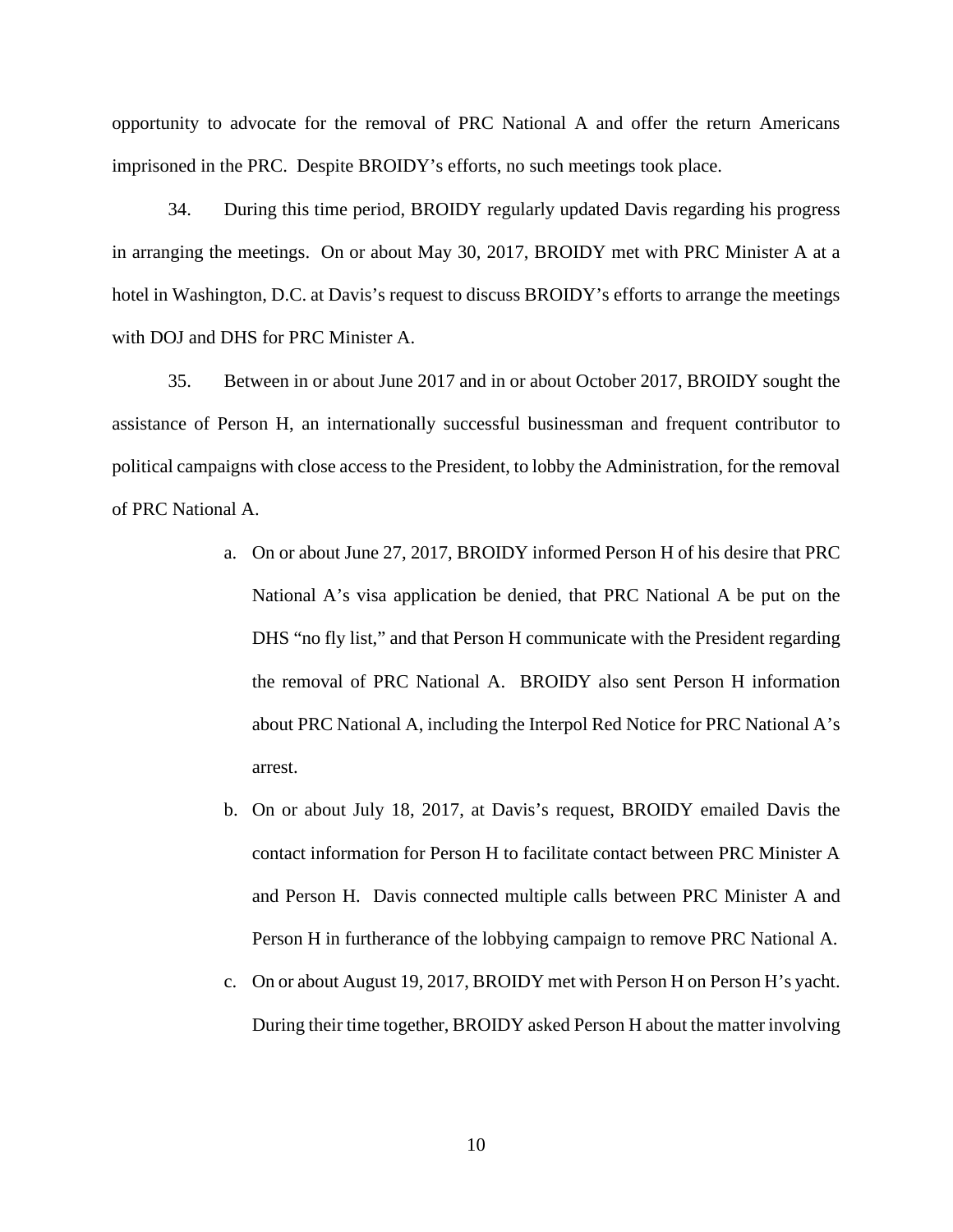opportunity to advocate for the removal of PRC National A and offer the return Americans imprisoned in the PRC. Despite BROIDY's efforts, no such meetings took place.

34. During this time period, BROIDY regularly updated Davis regarding his progress in arranging the meetings. On or about May 30, 2017, BROIDY met with PRC Minister A at a hotel in Washington, D.C. at Davis's request to discuss BROIDY's efforts to arrange the meetings with DOJ and DHS for PRC Minister A.

35. Between in or about June 2017 and in or about October 2017, BROIDY sought the assistance of Person H, an internationally successful businessman and frequent contributor to political campaigns with close access to the President, to lobby the Administration, for the removal of PRC National A.

a. On or about June 27, 2017, BROIDY informed Person H of his desire that PRC National A's visa application be denied, that PRC National A be put on the DHS "no fly list," and that Person H communicate with the President regarding the removal of PRC National A. BROIDY also sent Person H information about PRC National A, including the Interpol Red Notice for PRC National A's arrest.

b. On or about July 18, 2017, at Davis's request, BROIDY emailed Davis the contact information for Person H to facilitate contact between PRC Minister A and Person H. Davis connected multiple calls between PRC Minister A and Person H in furtherance of the lobbying campaign to remove PRC National A.

c. On or about August 19, 2017, BROIDY met with Person H on Person H's yacht. During their time together, BROIDY asked Person H about the matter involving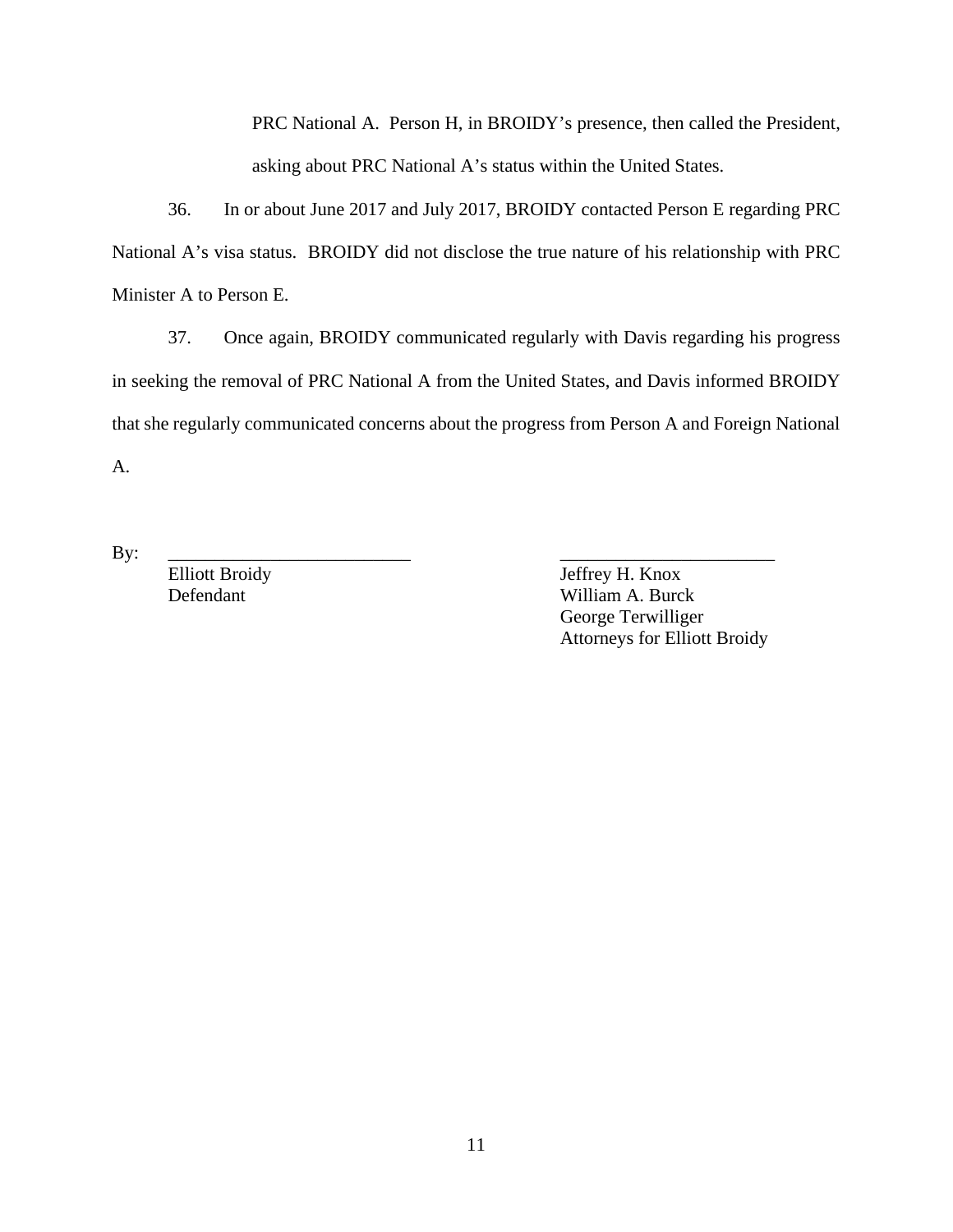PRC National A. Person H, in BROIDY's presence, then called the President, asking about PRC National A's status within the United States.

36. In or about June 2017 and July 2017, BROIDY contacted Person E regarding PRC National A's visa status. BROIDY did not disclose the true nature of his relationship with PRC Minister A to Person E.

37. Once again, BROIDY communicated regularly with Davis regarding his progress in seeking the removal of PRC National A from the United States, and Davis informed BROIDY that she regularly communicated concerns about the progress from Person A and Foreign National A.

By: ___________________________

Elliott Broidy
Defendant

___________________________

Jeffrey H. Knox
William A. Burck
George Terwilliger
Attorneys for Elliott Broidy